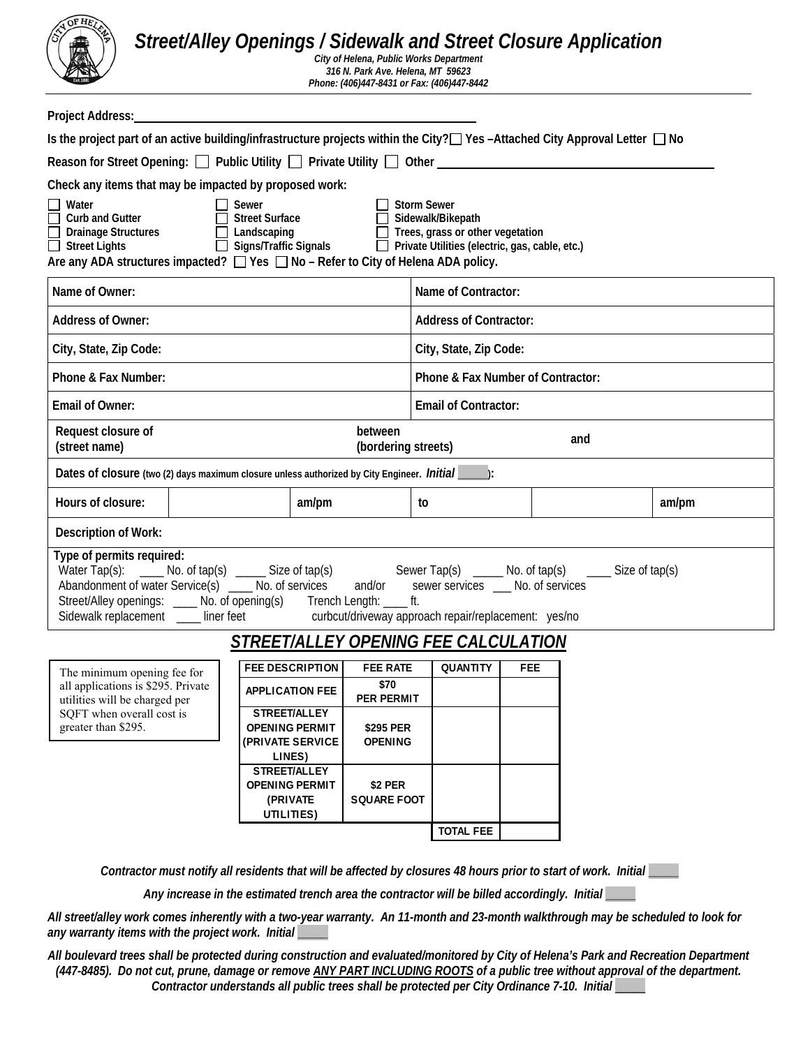# Street/Alley Openings / Sidewalk and Street Closure Application

*City of Helena, Public Works Department*
*316 N. Park Ave. Helena, MT 59623*
*Phone: (406)447-8431 or Fax: (406)447-8442*

**Project Address:** ____________________________________________

**Is the project part of an active building/infrastructure projects within the City?** ☐ Yes –Attached City Approval Letter ☐ No

**Reason for Street Opening:** ☐ Public Utility ☐ Private Utility ☐ Other ____________________________________________

**Check any items that may be impacted by proposed work:**

| | | |
|---|---|---|
| ☐ Water | ☐ Sewer | ☐ Storm Sewer |
| ☐ Curb and Gutter | ☐ Street Surface | ☐ Sidewalk/Bikepath |
| ☐ Drainage Structures | ☐ Landscaping | ☐ Trees, grass or other vegetation |
| ☐ Street Lights | ☐ Signs/Traffic Signals | ☐ Private Utilities (electric, gas, cable, etc.) |

**Are any ADA structures impacted?** ☐ Yes ☐ No – Refer to City of Helena ADA policy.

| | |
|---|---|
| **Name of Owner:** | **Name of Contractor:** |
| **Address of Owner:** | **Address of Contractor:** |
| **City, State, Zip Code:** | **City, State, Zip Code:** |
| **Phone & Fax Number:** | **Phone & Fax Number of Contractor:** |
| **Email of Owner:** | **Email of Contractor:** |

| | | | | | |
|---|---|---|---|---|---|
| **Request closure of (street name)** | | **between (bordering streets)** | | **and** | |
| **Dates of closure** (two (2) days maximum closure unless authorized by City Engineer. *Initial* _____): | | | | | |
| **Hours of closure:** | | am/pm | to | | am/pm |
| **Description of Work:** | | | | | |

**Type of permits required:**
Water Tap(s): ____ No. of tap(s) _____ Size of tap(s)  Sewer Tap(s) _____ No. of tap(s) ____ Size of tap(s)
Abandonment of water Service(s) ____ No. of services and/or sewer services ___ No. of services
Street/Alley openings: ____ No. of opening(s) Trench Length: ____ ft.
Sidewalk replacement ____ liner feet  curbcut/driveway approach repair/replacement: yes/no

## *STREET/ALLEY OPENING FEE CALCULATION*

The minimum opening fee for all applications is $295. Private utilities will be charged per SQFT when overall cost is greater than $295.

| FEE DESCRIPTION | FEE RATE | QUANTITY | FEE |
|---|---|---|---|
| APPLICATION FEE | $70 PER PERMIT | | |
| STREET/ALLEY OPENING PERMIT (PRIVATE SERVICE LINES) | $295 PER OPENING | | |
| STREET/ALLEY OPENING PERMIT (PRIVATE UTILITIES) | $2 PER SQUARE FOOT | | |
| | | TOTAL FEE | |

***Contractor must notify all residents that will be affected by closures 48 hours prior to start of work. Initial _____***

***Any increase in the estimated trench area the contractor will be billed accordingly. Initial _____***

***All street/alley work comes inherently with a two-year warranty. An 11-month and 23-month walkthrough may be scheduled to look for any warranty items with the project work. Initial _____***

***All boulevard trees shall be protected during construction and evaluated/monitored by City of Helena's Park and Recreation Department (447-8485). Do not cut, prune, damage or remove <u>ANY PART INCLUDING ROOTS</u> of a public tree without approval of the department. Contractor understands all public trees shall be protected per City Ordinance 7-10. Initial _____***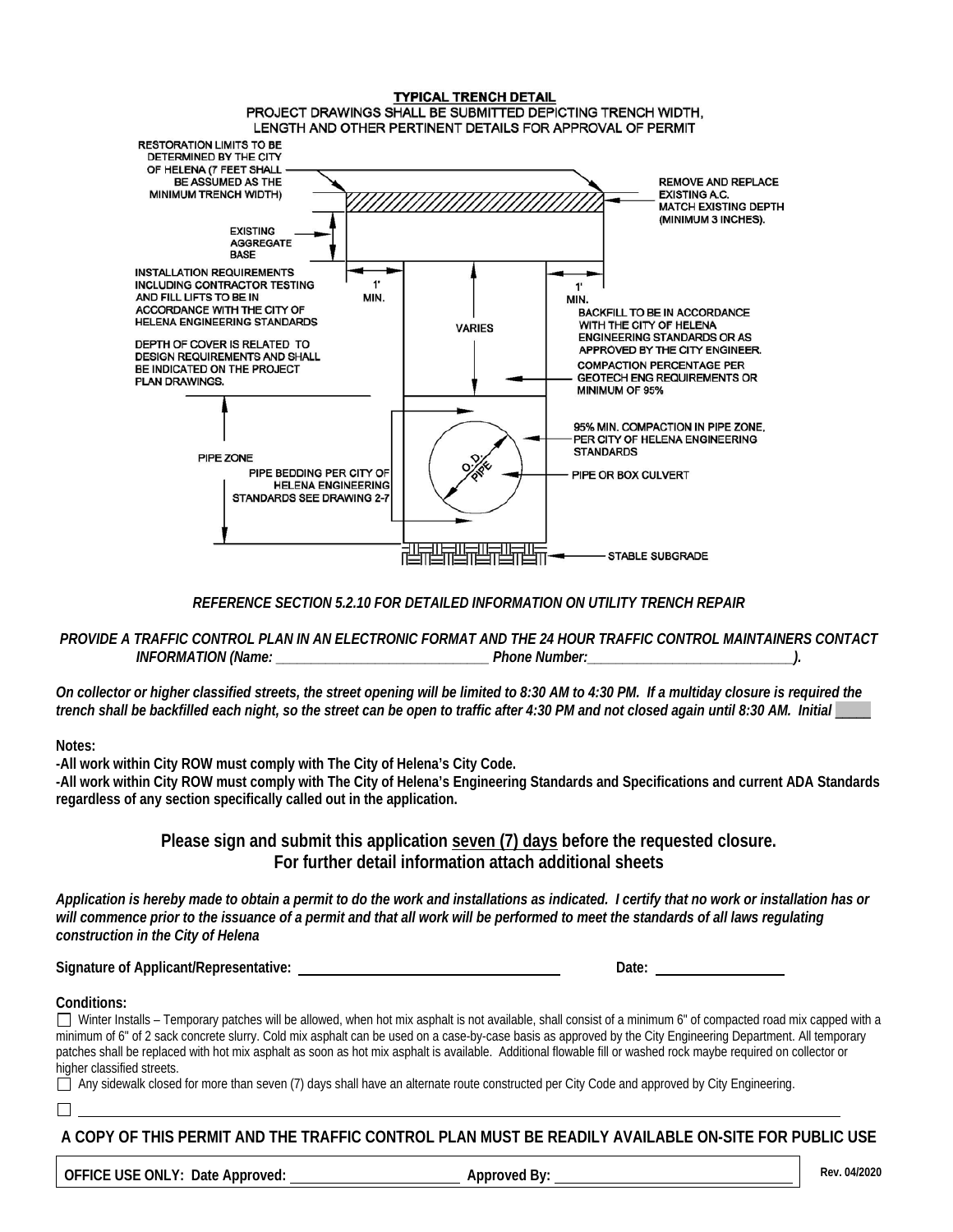**TYPICAL TRENCH DETAIL**

PROJECT DRAWINGS SHALL BE SUBMITTED DEPICTING TRENCH WIDTH, LENGTH AND OTHER PERTINENT DETAILS FOR APPROVAL OF PERMIT

RESTORATION LIMITS TO BE DETERMINED BY THE CITY OF HELENA (7 FEET SHALL BE ASSUMED AS THE MINIMUM TRENCH WIDTH)

REMOVE AND REPLACE EXISTING A.C. MATCH EXISTING DEPTH (MINIMUM 3 INCHES).

EXISTING AGGREGATE BASE

INSTALLATION REQUIREMENTS INCLUDING CONTRACTOR TESTING AND FILL LIFTS TO BE IN ACCORDANCE WITH THE CITY OF HELENA ENGINEERING STANDARDS

1' MIN.

1' MIN.

VARIES

BACKFILL TO BE IN ACCORDANCE WITH THE CITY OF HELENA ENGINEERING STANDARDS OR AS APPROVED BY THE CITY ENGINEER.

DEPTH OF COVER IS RELATED TO DESIGN REQUIREMENTS AND SHALL BE INDICATED ON THE PROJECT PLAN DRAWINGS.

COMPACTION PERCENTAGE PER GEOTECH ENG REQUIREMENTS OR MINIMUM OF 95%

95% MIN. COMPACTION IN PIPE ZONE, PER CITY OF HELENA ENGINEERING STANDARDS

PIPE ZONE

O.D. PIPE

PIPE BEDDING PER CITY OF HELENA ENGINEERING STANDARDS SEE DRAWING 2-7

PIPE OR BOX CULVERT

STABLE SUBGRADE

***REFERENCE SECTION 5.2.10 FOR DETAILED INFORMATION ON UTILITY TRENCH REPAIR***

***PROVIDE A TRAFFIC CONTROL PLAN IN AN ELECTRONIC FORMAT AND THE 24 HOUR TRAFFIC CONTROL MAINTAINERS CONTACT INFORMATION (Name: ______________________________ Phone Number:_____________________________).***

***On collector or higher classified streets, the street opening will be limited to 8:30 AM to 4:30 PM. If a multiday closure is required the trench shall be backfilled each night, so the street can be open to traffic after 4:30 PM and not closed again until 8:30 AM. Initial _____***

**Notes:**

**-All work within City ROW must comply with The City of Helena's City Code.**

**-All work within City ROW must comply with The City of Helena's Engineering Standards and Specifications and current ADA Standards regardless of any section specifically called out in the application.**

**Please sign and submit this application <u>seven (7) days</u> before the requested closure.**
**For further detail information attach additional sheets**

***Application is hereby made to obtain a permit to do the work and installations as indicated. I certify that no work or installation has or will commence prior to the issuance of a permit and that all work will be performed to meet the standards of all laws regulating construction in the City of Helena***

**Signature of Applicant/Representative:** ______________________________ **Date:** ________________

**Conditions:**

☐ Winter Installs – Temporary patches will be allowed, when hot mix asphalt is not available, shall consist of a minimum 6" of compacted road mix capped with a minimum of 6" of 2 sack concrete slurry. Cold mix asphalt can be used on a case-by-case basis as approved by the City Engineering Department. All temporary patches shall be replaced with hot mix asphalt as soon as hot mix asphalt is available. Additional flowable fill or washed rock maybe required on collector or higher classified streets.

☐ Any sidewalk closed for more than seven (7) days shall have an alternate route constructed per City Code and approved by City Engineering.

☐ ________________________________________________________________________________

**A COPY OF THIS PERMIT AND THE TRAFFIC CONTROL PLAN MUST BE READILY AVAILABLE ON-SITE FOR PUBLIC USE**

**OFFICE USE ONLY: Date Approved:** ______________________ **Approved By:** ________________________________

Rev. 04/2020